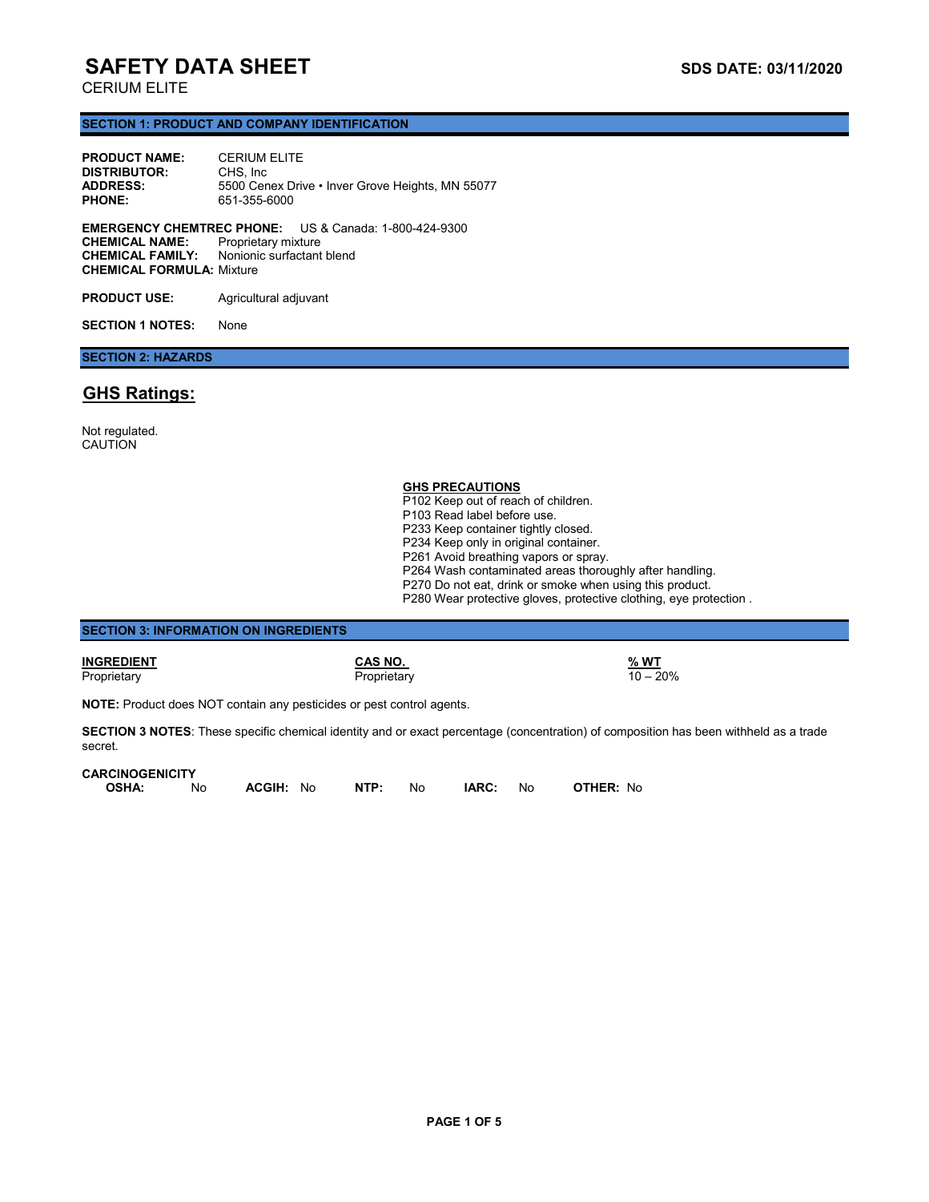# SAFETY DATA SHEET

**SDS DATE: 03/11/2020**

CERIUM ELITE

## SECTION 1: PRODUCT AND COMPANY IDENTIFICATION

**PRODUCT NAME:** CERIUM ELITE
**DISTRIBUTOR:** CHS, Inc
**ADDRESS:** 5500 Cenex Drive • Inver Grove Heights, MN 55077
**PHONE:** 651-355-6000

**EMERGENCY CHEMTREC PHONE:** US & Canada: 1-800-424-9300
**CHEMICAL NAME:** Proprietary mixture
**CHEMICAL FAMILY:** Nonionic surfactant blend
**CHEMICAL FORMULA:** Mixture

**PRODUCT USE:** Agricultural adjuvant

**SECTION 1 NOTES:** None

## SECTION 2: HAZARDS

### GHS Ratings:

Not regulated.
CAUTION

**GHS PRECAUTIONS**

P102 Keep out of reach of children.
P103 Read label before use.
P233 Keep container tightly closed.
P234 Keep only in original container.
P261 Avoid breathing vapors or spray.
P264 Wash contaminated areas thoroughly after handling.
P270 Do not eat, drink or smoke when using this product.
P280 Wear protective gloves, protective clothing, eye protection .

## SECTION 3: INFORMATION ON INGREDIENTS

| INGREDIENT | CAS NO. | % WT |
|---|---|---|
| Proprietary | Proprietary | 10 – 20% |

**NOTE:** Product does NOT contain any pesticides or pest control agents.

**SECTION 3 NOTES**: These specific chemical identity and or exact percentage (concentration) of composition has been withheld as a trade secret.

**CARCINOGENICITY**

| OSHA: | ACGIH: | NTP: | IARC: | OTHER: |
|---|---|---|---|---|
| No | No | No | No | No |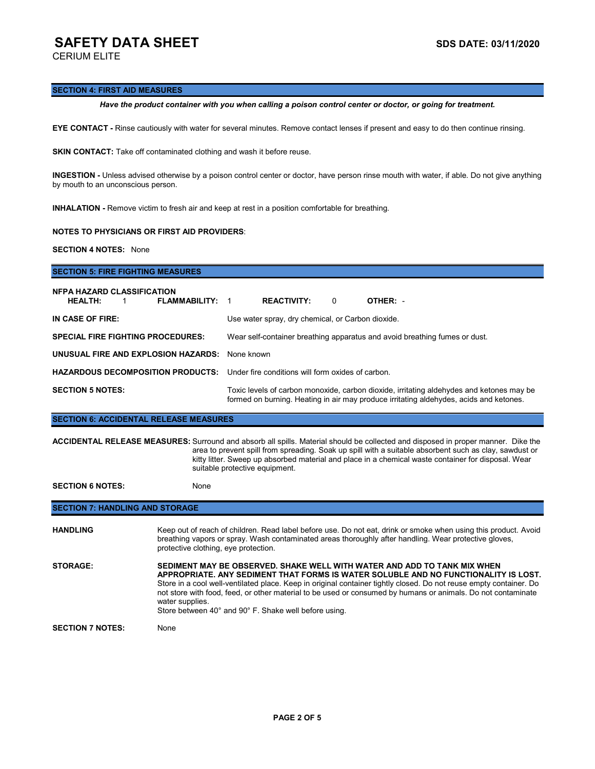# SAFETY DATA SHEET

CERIUM ELITE

**SDS DATE: 03/11/2020**

## SECTION 4: FIRST AID MEASURES

***Have the product container with you when calling a poison control center or doctor, or going for treatment.***

**EYE CONTACT -** Rinse cautiously with water for several minutes. Remove contact lenses if present and easy to do then continue rinsing.

**SKIN CONTACT:** Take off contaminated clothing and wash it before reuse.

**INGESTION -** Unless advised otherwise by a poison control center or doctor, have person rinse mouth with water, if able. Do not give anything by mouth to an unconscious person.

**INHALATION -** Remove victim to fresh air and keep at rest in a position comfortable for breathing.

**NOTES TO PHYSICIANS OR FIRST AID PROVIDERS**:

**SECTION 4 NOTES:** None

## SECTION 5: FIRE FIGHTING MEASURES

**NFPA HAZARD CLASSIFICATION**

**HEALTH:** 1 **FLAMMABILITY:** 1 **REACTIVITY:** 0 **OTHER:** -

**IN CASE OF FIRE:** Use water spray, dry chemical, or Carbon dioxide.

**SPECIAL FIRE FIGHTING PROCEDURES:** Wear self-container breathing apparatus and avoid breathing fumes or dust.

**UNUSUAL FIRE AND EXPLOSION HAZARDS:** None known

**HAZARDOUS DECOMPOSITION PRODUCTS:** Under fire conditions will form oxides of carbon.

**SECTION 5 NOTES:** Toxic levels of carbon monoxide, carbon dioxide, irritating aldehydes and ketones may be formed on burning. Heating in air may produce irritating aldehydes, acids and ketones.

## SECTION 6: ACCIDENTAL RELEASE MEASURES

**ACCIDENTAL RELEASE MEASURES:** Surround and absorb all spills. Material should be collected and disposed in proper manner. Dike the area to prevent spill from spreading. Soak up spill with a suitable absorbent such as clay, sawdust or kitty litter. Sweep up absorbed material and place in a chemical waste container for disposal. Wear suitable protective equipment.

**SECTION 6 NOTES:** None

## SECTION 7: HANDLING AND STORAGE

**HANDLING** Keep out of reach of children. Read label before use. Do not eat, drink or smoke when using this product. Avoid breathing vapors or spray. Wash contaminated areas thoroughly after handling. Wear protective gloves, protective clothing, eye protection.

**STORAGE:** **SEDIMENT MAY BE OBSERVED. SHAKE WELL WITH WATER AND ADD TO TANK MIX WHEN APPROPRIATE. ANY SEDIMENT THAT FORMS IS WATER SOLUBLE AND NO FUNCTIONALITY IS LOST.** Store in a cool well-ventilated place. Keep in original container tightly closed. Do not reuse empty container. Do not store with food, feed, or other material to be used or consumed by humans or animals. Do not contaminate water supplies.
Store between 40° and 90° F. Shake well before using.

**SECTION 7 NOTES:** None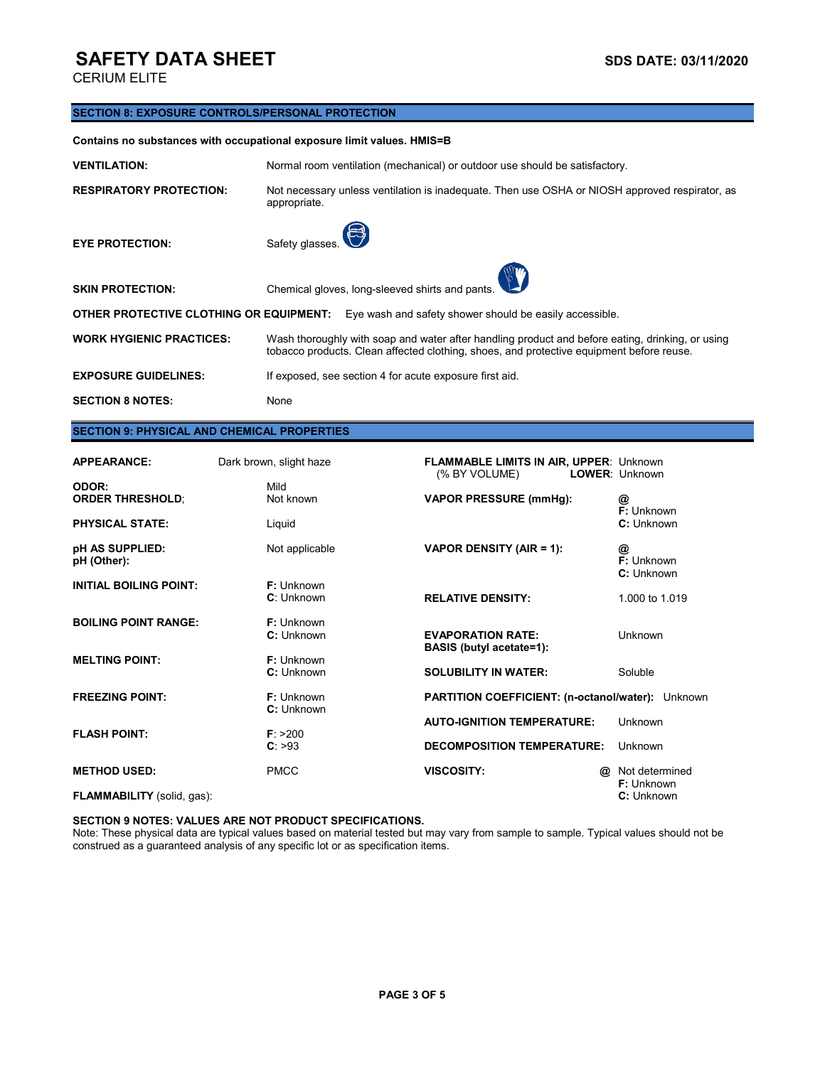# SAFETY DATA SHEET

CERIUM ELITE

**SDS DATE: 03/11/2020**

## SECTION 8: EXPOSURE CONTROLS/PERSONAL PROTECTION

**Contains no substances with occupational exposure limit values. HMIS=B**

**VENTILATION:** Normal room ventilation (mechanical) or outdoor use should be satisfactory.

**RESPIRATORY PROTECTION:** Not necessary unless ventilation is inadequate. Then use OSHA or NIOSH approved respirator, as appropriate.

**EYE PROTECTION:** Safety glasses.

**SKIN PROTECTION:** Chemical gloves, long-sleeved shirts and pants.

**OTHER PROTECTIVE CLOTHING OR EQUIPMENT:** Eye wash and safety shower should be easily accessible.

**WORK HYGIENIC PRACTICES:** Wash thoroughly with soap and water after handling product and before eating, drinking, or using tobacco products. Clean affected clothing, shoes, and protective equipment before reuse.

**EXPOSURE GUIDELINES:** If exposed, see section 4 for acute exposure first aid.

**SECTION 8 NOTES:** None

## SECTION 9: PHYSICAL AND CHEMICAL PROPERTIES

**APPEARANCE:** Dark brown, slight haze

**ODOR:** Mild

**ORDER THRESHOLD;** Not known

**PHYSICAL STATE:** Liquid

**pH AS SUPPLIED:** Not applicable

**pH (Other):**

**INITIAL BOILING POINT:** **F:** Unknown **C**: Unknown

**BOILING POINT RANGE:** **F:** Unknown **C:** Unknown

**MELTING POINT:** **F:** Unknown **C:** Unknown

**FREEZING POINT:** **F:** Unknown **C:** Unknown

**FLASH POINT:** **F**: >200 **C**: >93

**METHOD USED:** PMCC

**FLAMMABILITY** (solid, gas):

**FLAMMABLE LIMITS IN AIR, UPPER**: Unknown (% BY VOLUME) **LOWER**: Unknown

**VAPOR PRESSURE (mmHg):** @ **F:** Unknown **C:** Unknown

**VAPOR DENSITY (AIR = 1):** @ **F:** Unknown **C:** Unknown

**RELATIVE DENSITY:** 1.000 to 1.019

**EVAPORATION RATE: BASIS (butyl acetate=1):** Unknown

**SOLUBILITY IN WATER:** Soluble

**PARTITION COEFFICIENT: (n-octanol/water):** Unknown

**AUTO-IGNITION TEMPERATURE:** Unknown

**DECOMPOSITION TEMPERATURE:** Unknown

**VISCOSITY:** @ Not determined **F:** Unknown **C:** Unknown

**SECTION 9 NOTES: VALUES ARE NOT PRODUCT SPECIFICATIONS.**
Note: These physical data are typical values based on material tested but may vary from sample to sample. Typical values should not be construed as a guaranteed analysis of any specific lot or as specification items.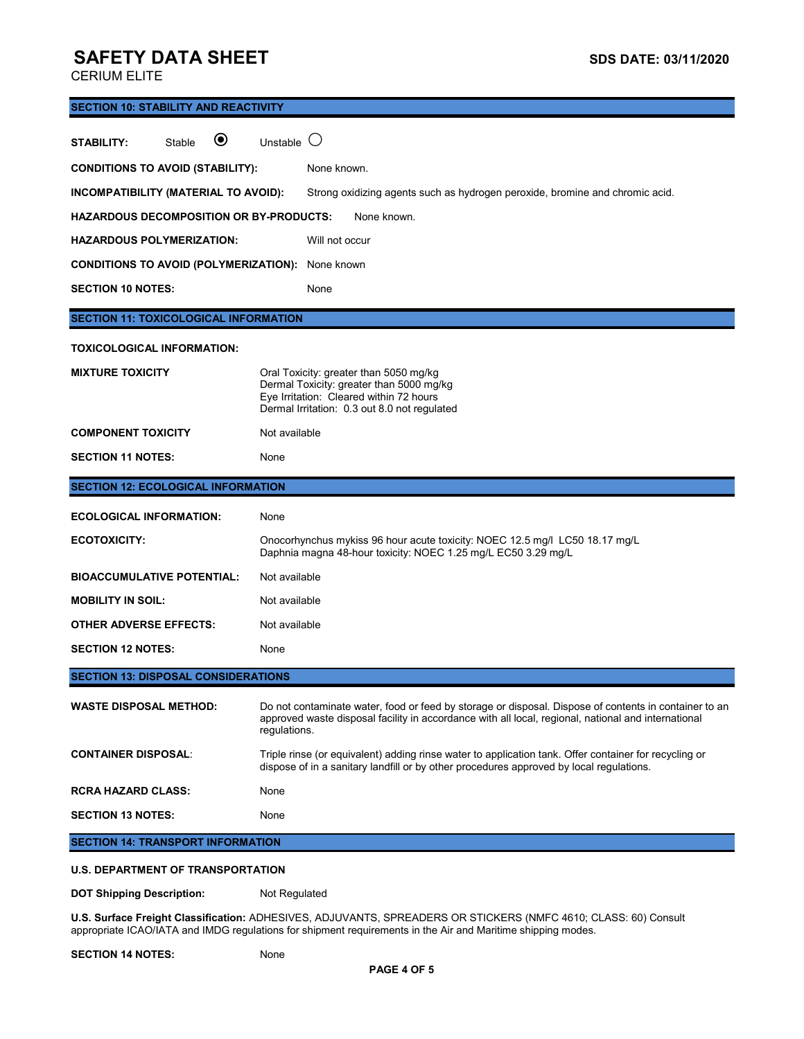# SAFETY DATA SHEET

CERIUM ELITE

SDS DATE: 03/11/2020

## SECTION 10: STABILITY AND REACTIVITY

**STABILITY:** Stable ◉ Unstable ○

**CONDITIONS TO AVOID (STABILITY):** None known.

**INCOMPATIBILITY (MATERIAL TO AVOID):** Strong oxidizing agents such as hydrogen peroxide, bromine and chromic acid.

**HAZARDOUS DECOMPOSITION OR BY-PRODUCTS:** None known.

**HAZARDOUS POLYMERIZATION:** Will not occur

**CONDITIONS TO AVOID (POLYMERIZATION):** None known

**SECTION 10 NOTES:** None

## SECTION 11: TOXICOLOGICAL INFORMATION

**TOXICOLOGICAL INFORMATION:**

**MIXTURE TOXICITY**

Oral Toxicity: greater than 5050 mg/kg
Dermal Toxicity: greater than 5000 mg/kg
Eye Irritation: Cleared within 72 hours
Dermal Irritation: 0.3 out 8.0 not regulated

**COMPONENT TOXICITY** Not available

**SECTION 11 NOTES:** None

## SECTION 12: ECOLOGICAL INFORMATION

**ECOLOGICAL INFORMATION:** None

**ECOTOXICITY:**

Onocorhynchus mykiss 96 hour acute toxicity: NOEC 12.5 mg/l LC50 18.17 mg/L
Daphnia magna 48-hour toxicity: NOEC 1.25 mg/L EC50 3.29 mg/L

**BIOACCUMULATIVE POTENTIAL:** Not available

**MOBILITY IN SOIL:** Not available

**OTHER ADVERSE EFFECTS:** Not available

**SECTION 12 NOTES:** None

## SECTION 13: DISPOSAL CONSIDERATIONS

**WASTE DISPOSAL METHOD:** Do not contaminate water, food or feed by storage or disposal. Dispose of contents in container to an approved waste disposal facility in accordance with all local, regional, national and international regulations.

**CONTAINER DISPOSAL:** Triple rinse (or equivalent) adding rinse water to application tank. Offer container for recycling or dispose of in a sanitary landfill or by other procedures approved by local regulations.

**RCRA HAZARD CLASS:** None

**SECTION 13 NOTES:** None

## SECTION 14: TRANSPORT INFORMATION

**U.S. DEPARTMENT OF TRANSPORTATION**

**DOT Shipping Description:** Not Regulated

**U.S. Surface Freight Classification:** ADHESIVES, ADJUVANTS, SPREADERS OR STICKERS (NMFC 4610; CLASS: 60) Consult appropriate ICAO/IATA and IMDG regulations for shipment requirements in the Air and Maritime shipping modes.

**SECTION 14 NOTES:** None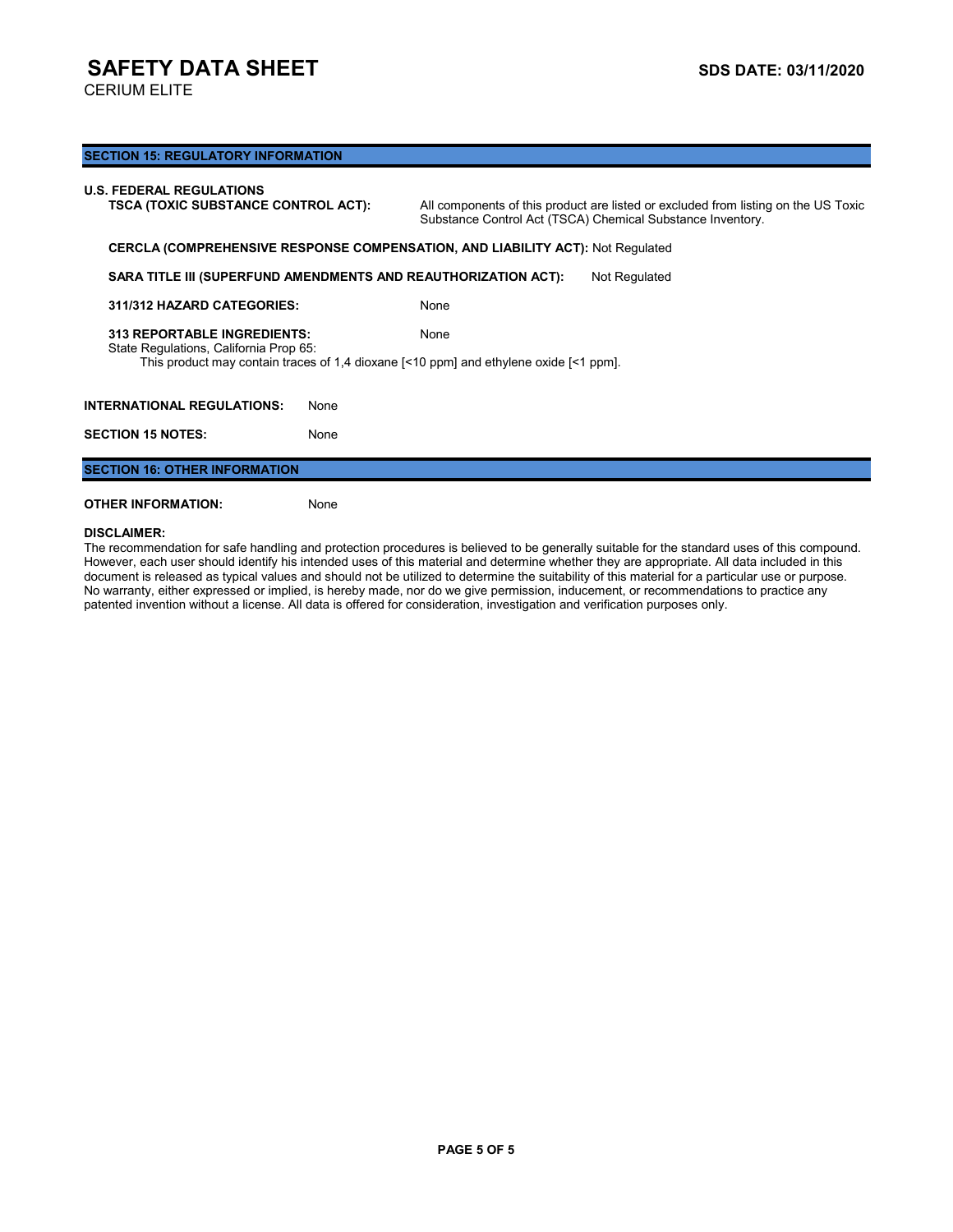## SECTION 15: REGULATORY INFORMATION

**U.S. FEDERAL REGULATIONS**

**TSCA (TOXIC SUBSTANCE CONTROL ACT):** All components of this product are listed or excluded from listing on the US Toxic Substance Control Act (TSCA) Chemical Substance Inventory.

**CERCLA (COMPREHENSIVE RESPONSE COMPENSATION, AND LIABILITY ACT):** Not Regulated

**SARA TITLE III (SUPERFUND AMENDMENTS AND REAUTHORIZATION ACT):** Not Regulated

**311/312 HAZARD CATEGORIES:** None

**313 REPORTABLE INGREDIENTS:** None

State Regulations, California Prop 65:

This product may contain traces of 1,4 dioxane [<10 ppm] and ethylene oxide [<1 ppm].

**INTERNATIONAL REGULATIONS:** None

**SECTION 15 NOTES:** None

## SECTION 16: OTHER INFORMATION

**OTHER INFORMATION:** None

**DISCLAIMER:**

The recommendation for safe handling and protection procedures is believed to be generally suitable for the standard uses of this compound. However, each user should identify his intended uses of this material and determine whether they are appropriate. All data included in this document is released as typical values and should not be utilized to determine the suitability of this material for a particular use or purpose. No warranty, either expressed or implied, is hereby made, nor do we give permission, inducement, or recommendations to practice any patented invention without a license. All data is offered for consideration, investigation and verification purposes only.